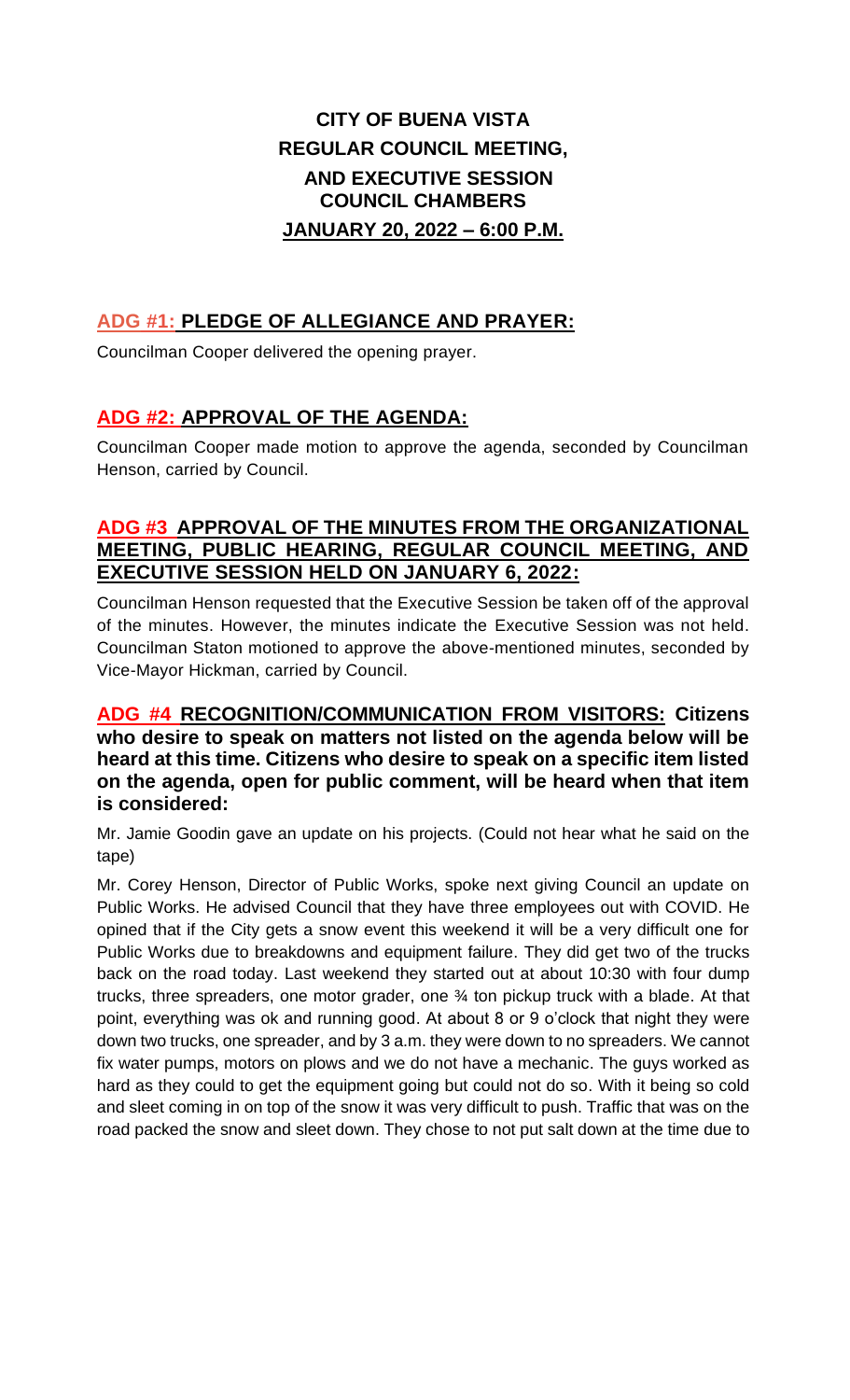# CITY OF BUENA VISTA
## REGULAR COUNCIL MEETING,
## AND EXECUTIVE SESSION
## COUNCIL CHAMBERS
## JANUARY 20, 2022 – 6:00 P.M.

### ADG #1: PLEDGE OF ALLEGIANCE AND PRAYER:

Councilman Cooper delivered the opening prayer.

### ADG #2: APPROVAL OF THE AGENDA:

Councilman Cooper made motion to approve the agenda, seconded by Councilman Henson, carried by Council.

### ADG #3 APPROVAL OF THE MINUTES FROM THE ORGANIZATIONAL MEETING, PUBLIC HEARING, REGULAR COUNCIL MEETING, AND EXECUTIVE SESSION HELD ON JANUARY 6, 2022:

Councilman Henson requested that the Executive Session be taken off of the approval of the minutes. However, the minutes indicate the Executive Session was not held. Councilman Staton motioned to approve the above-mentioned minutes, seconded by Vice-Mayor Hickman, carried by Council.

### ADG #4 RECOGNITION/COMMUNICATION FROM VISITORS: Citizens who desire to speak on matters not listed on the agenda below will be heard at this time. Citizens who desire to speak on a specific item listed on the agenda, open for public comment, will be heard when that item is considered:

Mr. Jamie Goodin gave an update on his projects. (Could not hear what he said on the tape)

Mr. Corey Henson, Director of Public Works, spoke next giving Council an update on Public Works. He advised Council that they have three employees out with COVID. He opined that if the City gets a snow event this weekend it will be a very difficult one for Public Works due to breakdowns and equipment failure. They did get two of the trucks back on the road today. Last weekend they started out at about 10:30 with four dump trucks, three spreaders, one motor grader, one ¾ ton pickup truck with a blade. At that point, everything was ok and running good. At about 8 or 9 o'clock that night they were down two trucks, one spreader, and by 3 a.m. they were down to no spreaders. We cannot fix water pumps, motors on plows and we do not have a mechanic. The guys worked as hard as they could to get the equipment going but could not do so. With it being so cold and sleet coming in on top of the snow it was very difficult to push. Traffic that was on the road packed the snow and sleet down. They chose to not put salt down at the time due to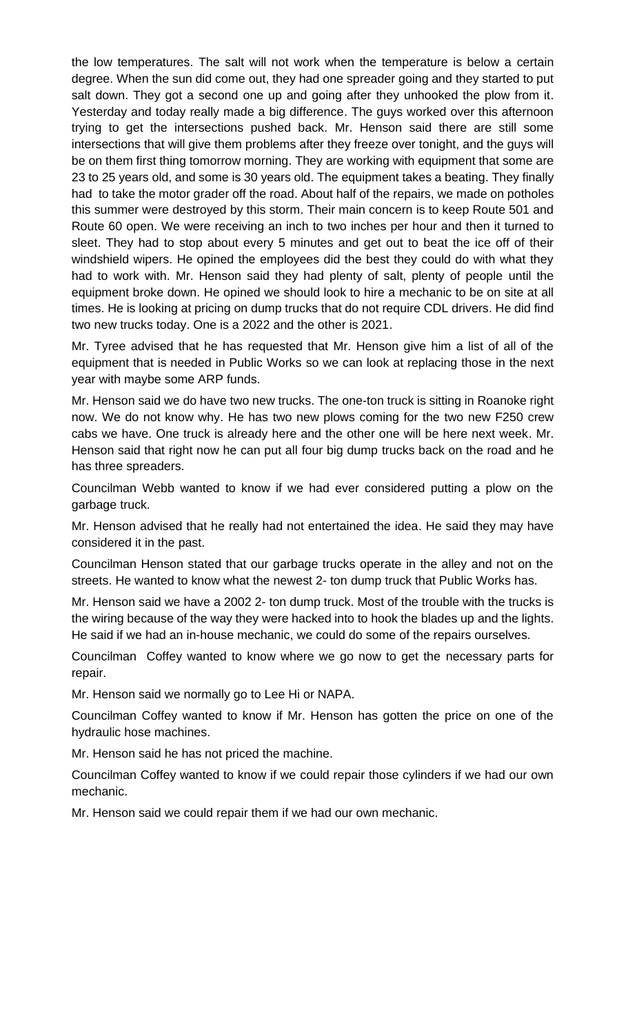the low temperatures. The salt will not work when the temperature is below a certain degree. When the sun did come out, they had one spreader going and they started to put salt down. They got a second one up and going after they unhooked the plow from it. Yesterday and today really made a big difference. The guys worked over this afternoon trying to get the intersections pushed back. Mr. Henson said there are still some intersections that will give them problems after they freeze over tonight, and the guys will be on them first thing tomorrow morning. They are working with equipment that some are 23 to 25 years old, and some is 30 years old. The equipment takes a beating. They finally had to take the motor grader off the road. About half of the repairs, we made on potholes this summer were destroyed by this storm. Their main concern is to keep Route 501 and Route 60 open. We were receiving an inch to two inches per hour and then it turned to sleet. They had to stop about every 5 minutes and get out to beat the ice off of their windshield wipers. He opined the employees did the best they could do with what they had to work with. Mr. Henson said they had plenty of salt, plenty of people until the equipment broke down. He opined we should look to hire a mechanic to be on site at all times. He is looking at pricing on dump trucks that do not require CDL drivers. He did find two new trucks today. One is a 2022 and the other is 2021.

Mr. Tyree advised that he has requested that Mr. Henson give him a list of all of the equipment that is needed in Public Works so we can look at replacing those in the next year with maybe some ARP funds.

Mr. Henson said we do have two new trucks. The one-ton truck is sitting in Roanoke right now. We do not know why. He has two new plows coming for the two new F250 crew cabs we have. One truck is already here and the other one will be here next week. Mr. Henson said that right now he can put all four big dump trucks back on the road and he has three spreaders.

Councilman Webb wanted to know if we had ever considered putting a plow on the garbage truck.

Mr. Henson advised that he really had not entertained the idea. He said they may have considered it in the past.

Councilman Henson stated that our garbage trucks operate in the alley and not on the streets. He wanted to know what the newest 2- ton dump truck that Public Works has.

Mr. Henson said we have a 2002 2- ton dump truck. Most of the trouble with the trucks is the wiring because of the way they were hacked into to hook the blades up and the lights. He said if we had an in-house mechanic, we could do some of the repairs ourselves.

Councilman Coffey wanted to know where we go now to get the necessary parts for repair.

Mr. Henson said we normally go to Lee Hi or NAPA.

Councilman Coffey wanted to know if Mr. Henson has gotten the price on one of the hydraulic hose machines.

Mr. Henson said he has not priced the machine.

Councilman Coffey wanted to know if we could repair those cylinders if we had our own mechanic.

Mr. Henson said we could repair them if we had our own mechanic.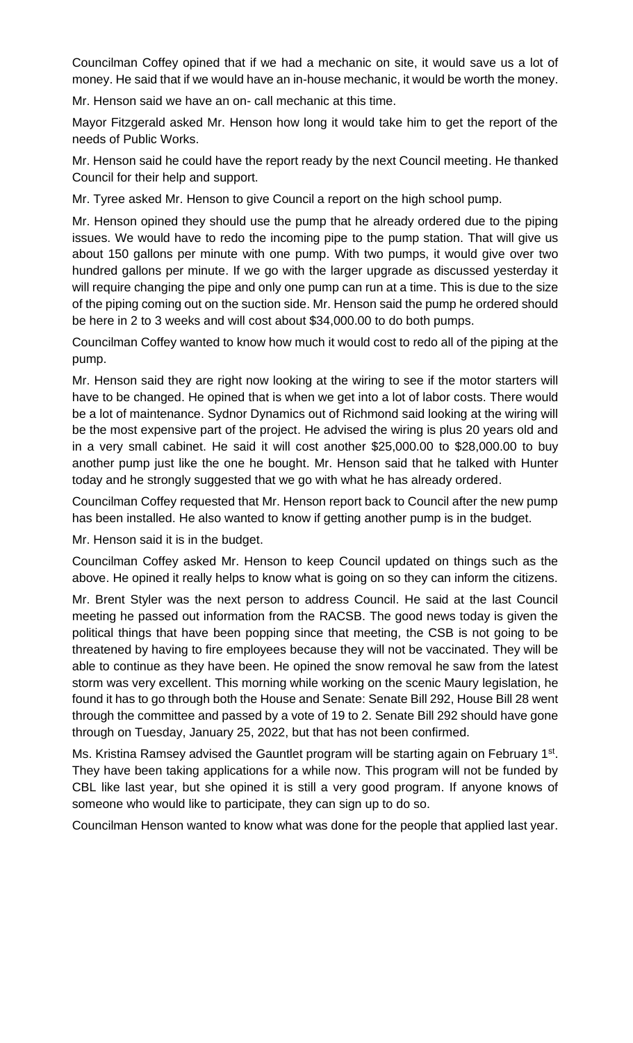Councilman Coffey opined that if we had a mechanic on site, it would save us a lot of money. He said that if we would have an in-house mechanic, it would be worth the money.

Mr. Henson said we have an on- call mechanic at this time.

Mayor Fitzgerald asked Mr. Henson how long it would take him to get the report of the needs of Public Works.

Mr. Henson said he could have the report ready by the next Council meeting. He thanked Council for their help and support.

Mr. Tyree asked Mr. Henson to give Council a report on the high school pump.

Mr. Henson opined they should use the pump that he already ordered due to the piping issues. We would have to redo the incoming pipe to the pump station. That will give us about 150 gallons per minute with one pump. With two pumps, it would give over two hundred gallons per minute. If we go with the larger upgrade as discussed yesterday it will require changing the pipe and only one pump can run at a time. This is due to the size of the piping coming out on the suction side. Mr. Henson said the pump he ordered should be here in 2 to 3 weeks and will cost about $34,000.00 to do both pumps.

Councilman Coffey wanted to know how much it would cost to redo all of the piping at the pump.

Mr. Henson said they are right now looking at the wiring to see if the motor starters will have to be changed. He opined that is when we get into a lot of labor costs. There would be a lot of maintenance. Sydnor Dynamics out of Richmond said looking at the wiring will be the most expensive part of the project. He advised the wiring is plus 20 years old and in a very small cabinet. He said it will cost another $25,000.00 to $28,000.00 to buy another pump just like the one he bought. Mr. Henson said that he talked with Hunter today and he strongly suggested that we go with what he has already ordered.

Councilman Coffey requested that Mr. Henson report back to Council after the new pump has been installed. He also wanted to know if getting another pump is in the budget.

Mr. Henson said it is in the budget.

Councilman Coffey asked Mr. Henson to keep Council updated on things such as the above. He opined it really helps to know what is going on so they can inform the citizens.

Mr. Brent Styler was the next person to address Council. He said at the last Council meeting he passed out information from the RACSB. The good news today is given the political things that have been popping since that meeting, the CSB is not going to be threatened by having to fire employees because they will not be vaccinated. They will be able to continue as they have been. He opined the snow removal he saw from the latest storm was very excellent. This morning while working on the scenic Maury legislation, he found it has to go through both the House and Senate: Senate Bill 292, House Bill 28 went through the committee and passed by a vote of 19 to 2. Senate Bill 292 should have gone through on Tuesday, January 25, 2022, but that has not been confirmed.

Ms. Kristina Ramsey advised the Gauntlet program will be starting again on February 1st. They have been taking applications for a while now. This program will not be funded by CBL like last year, but she opined it is still a very good program. If anyone knows of someone who would like to participate, they can sign up to do so.

Councilman Henson wanted to know what was done for the people that applied last year.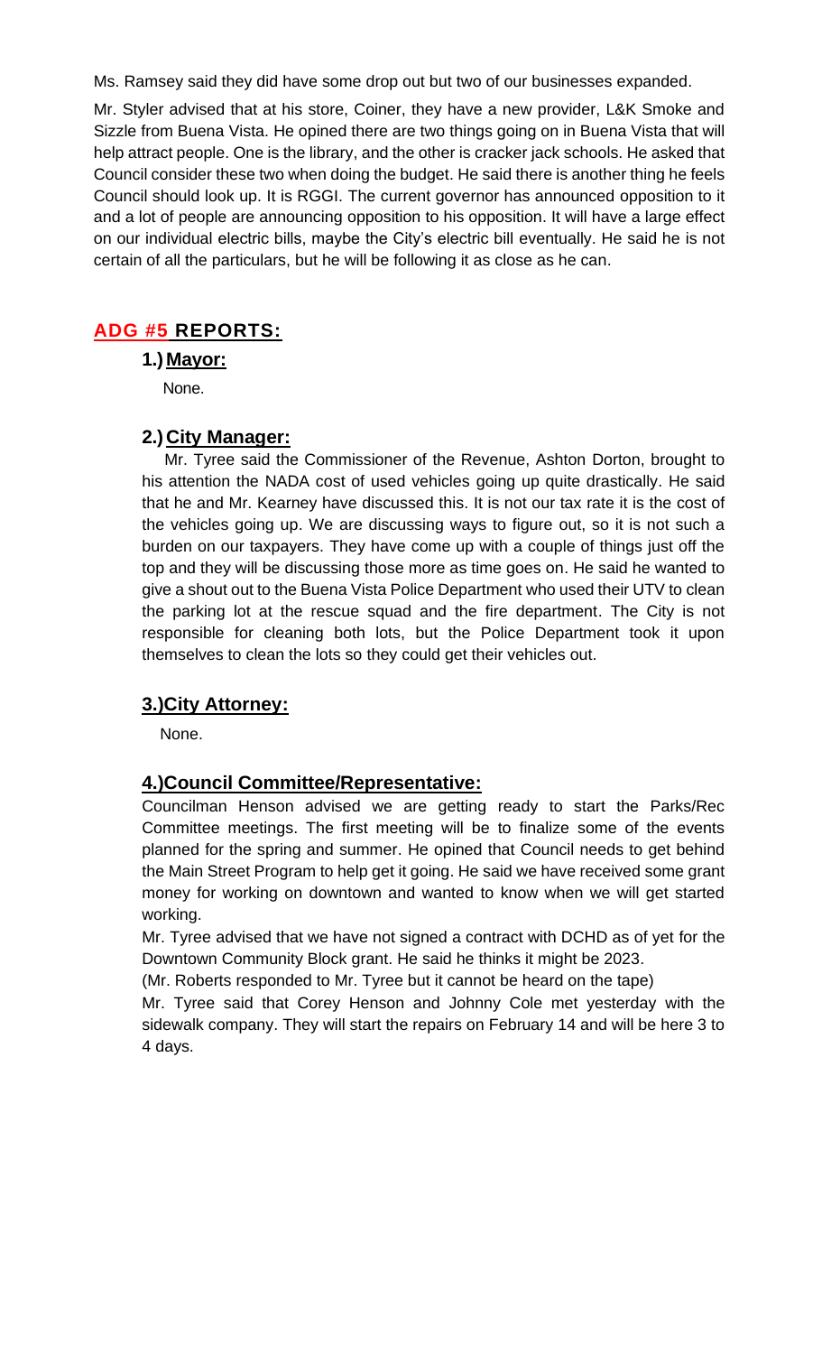Ms. Ramsey said they did have some drop out but two of our businesses expanded.

Mr. Styler advised that at his store, Coiner, they have a new provider, L&K Smoke and Sizzle from Buena Vista. He opined there are two things going on in Buena Vista that will help attract people. One is the library, and the other is cracker jack schools. He asked that Council consider these two when doing the budget. He said there is another thing he feels Council should look up. It is RGGI. The current governor has announced opposition to it and a lot of people are announcing opposition to his opposition. It will have a large effect on our individual electric bills, maybe the City's electric bill eventually. He said he is not certain of all the particulars, but he will be following it as close as he can.

## ADG #5 REPORTS:

### 1.) Mayor:

None.

### 2.) City Manager:

Mr. Tyree said the Commissioner of the Revenue, Ashton Dorton, brought to his attention the NADA cost of used vehicles going up quite drastically. He said that he and Mr. Kearney have discussed this. It is not our tax rate it is the cost of the vehicles going up. We are discussing ways to figure out, so it is not such a burden on our taxpayers. They have come up with a couple of things just off the top and they will be discussing those more as time goes on. He said he wanted to give a shout out to the Buena Vista Police Department who used their UTV to clean the parking lot at the rescue squad and the fire department. The City is not responsible for cleaning both lots, but the Police Department took it upon themselves to clean the lots so they could get their vehicles out.

### 3.) City Attorney:

None.

### 4.) Council Committee/Representative:

Councilman Henson advised we are getting ready to start the Parks/Rec Committee meetings. The first meeting will be to finalize some of the events planned for the spring and summer. He opined that Council needs to get behind the Main Street Program to help get it going. He said we have received some grant money for working on downtown and wanted to know when we will get started working.

Mr. Tyree advised that we have not signed a contract with DCHD as of yet for the Downtown Community Block grant. He said he thinks it might be 2023.

(Mr. Roberts responded to Mr. Tyree but it cannot be heard on the tape)

Mr. Tyree said that Corey Henson and Johnny Cole met yesterday with the sidewalk company. They will start the repairs on February 14 and will be here 3 to 4 days.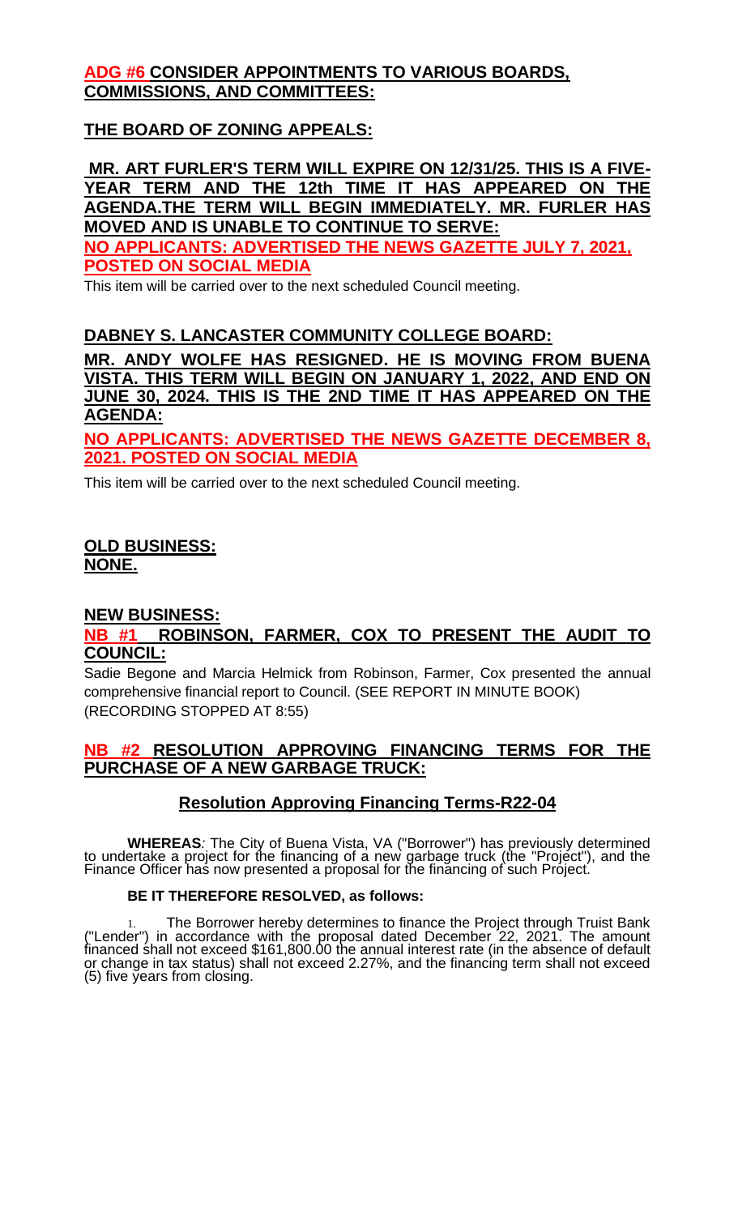**ADG #6 CONSIDER APPOINTMENTS TO VARIOUS BOARDS, COMMISSIONS, AND COMMITTEES:**

**THE BOARD OF ZONING APPEALS:**

**MR. ART FURLER'S TERM WILL EXPIRE ON 12/31/25. THIS IS A FIVE-YEAR TERM AND THE 12th TIME IT HAS APPEARED ON THE AGENDA.THE TERM WILL BEGIN IMMEDIATELY. MR. FURLER HAS MOVED AND IS UNABLE TO CONTINUE TO SERVE:**

**NO APPLICANTS: ADVERTISED THE NEWS GAZETTE JULY 7, 2021, POSTED ON SOCIAL MEDIA**

This item will be carried over to the next scheduled Council meeting.

**DABNEY S. LANCASTER COMMUNITY COLLEGE BOARD:**

**MR. ANDY WOLFE HAS RESIGNED. HE IS MOVING FROM BUENA VISTA. THIS TERM WILL BEGIN ON JANUARY 1, 2022, AND END ON JUNE 30, 2024. THIS IS THE 2ND TIME IT HAS APPEARED ON THE AGENDA:**

**NO APPLICANTS: ADVERTISED THE NEWS GAZETTE DECEMBER 8, 2021. POSTED ON SOCIAL MEDIA**

This item will be carried over to the next scheduled Council meeting.

**OLD BUSINESS:**
**NONE.**

**NEW BUSINESS:**

**NB #1 ROBINSON, FARMER, COX TO PRESENT THE AUDIT TO COUNCIL:**

Sadie Begone and Marcia Helmick from Robinson, Farmer, Cox presented the annual comprehensive financial report to Council. (SEE REPORT IN MINUTE BOOK)
(RECORDING STOPPED AT 8:55)

**NB #2 RESOLUTION APPROVING FINANCING TERMS FOR THE PURCHASE OF A NEW GARBAGE TRUCK:**

**Resolution Approving Financing Terms-R22-04**

**WHEREAS***:* The City of Buena Vista, VA ("Borrower") has previously determined to undertake a project for the financing of a new garbage truck (the "Project"), and the Finance Officer has now presented a proposal for the financing of such Project.

**BE IT THEREFORE RESOLVED, as follows:**

1. The Borrower hereby determines to finance the Project through Truist Bank ("Lender") in accordance with the proposal dated December 22, 2021. The amount financed shall not exceed $161,800.00 the annual interest rate (in the absence of default or change in tax status) shall not exceed 2.27%, and the financing term shall not exceed (5) five years from closing.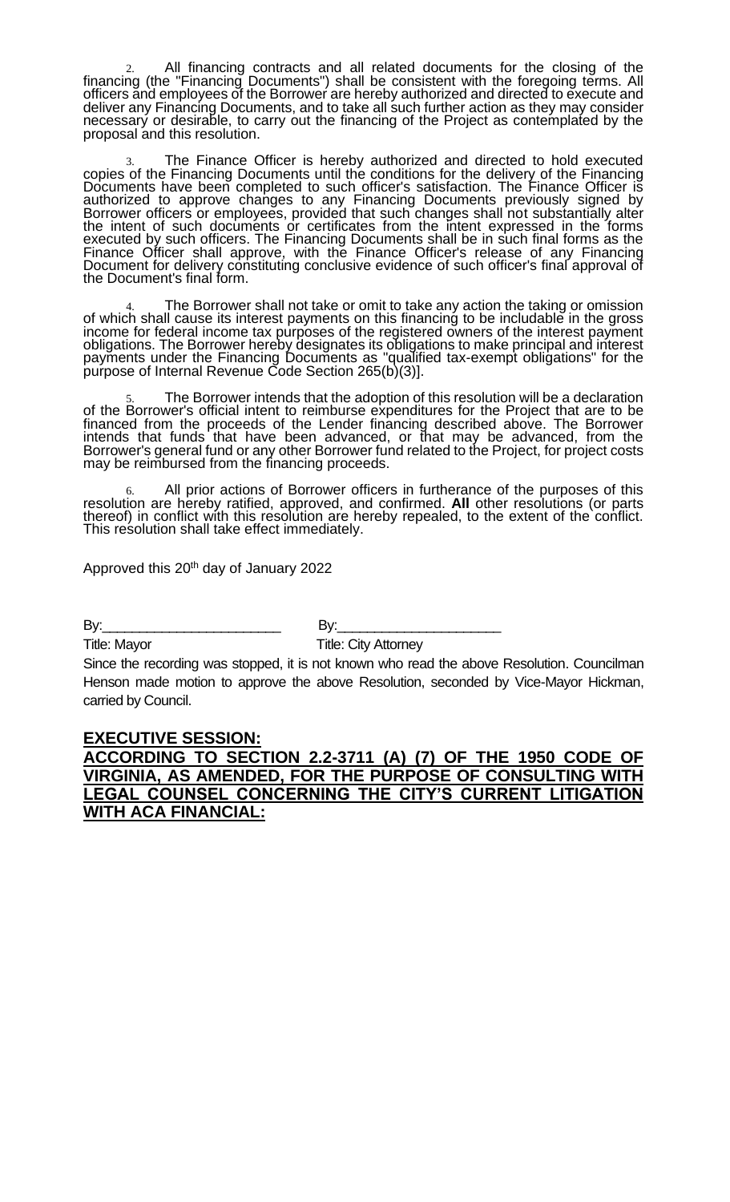2. All financing contracts and all related documents for the closing of the financing (the "Financing Documents") shall be consistent with the foregoing terms. All officers and employees of the Borrower are hereby authorized and directed to execute and deliver any Financing Documents, and to take all such further action as they may consider necessary or desirable, to carry out the financing of the Project as contemplated by the proposal and this resolution.

3. The Finance Officer is hereby authorized and directed to hold executed copies of the Financing Documents until the conditions for the delivery of the Financing Documents have been completed to such officer's satisfaction. The Finance Officer is authorized to approve changes to any Financing Documents previously signed by Borrower officers or employees, provided that such changes shall not substantially alter the intent of such documents or certificates from the intent expressed in the forms executed by such officers. The Financing Documents shall be in such final forms as the Finance Officer shall approve, with the Finance Officer's release of any Financing Document for delivery constituting conclusive evidence of such officer's final approval of the Document's final form.

4. The Borrower shall not take or omit to take any action the taking or omission of which shall cause its interest payments on this financing to be includable in the gross income for federal income tax purposes of the registered owners of the interest payment obligations. The Borrower hereby designates its obligations to make principal and interest payments under the Financing Documents as "qualified tax-exempt obligations" for the purpose of Internal Revenue Code Section 265(b)(3)].

5. The Borrower intends that the adoption of this resolution will be a declaration of the Borrower's official intent to reimburse expenditures for the Project that are to be financed from the proceeds of the Lender financing described above. The Borrower intends that funds that have been advanced, or that may be advanced, from the Borrower's general fund or any other Borrower fund related to the Project, for project costs may be reimbursed from the financing proceeds.

6. All prior actions of Borrower officers in furtherance of the purposes of this resolution are hereby ratified, approved, and confirmed. **All** other resolutions (or parts thereof) in conflict with this resolution are hereby repealed, to the extent of the conflict. This resolution shall take effect immediately.

Approved this 20th day of January 2022

By:\_\_\_\_\_\_\_\_\_\_\_\_\_\_\_\_\_\_\_\_\_\_\_ By:\_\_\_\_\_\_\_\_\_\_\_\_\_\_\_\_\_\_\_\_\_

Title: Mayor Title: City Attorney

Since the recording was stopped, it is not known who read the above Resolution. Councilman Henson made motion to approve the above Resolution, seconded by Vice-Mayor Hickman, carried by Council.

**EXECUTIVE SESSION:**

**ACCORDING TO SECTION 2.2-3711 (A) (7) OF THE 1950 CODE OF VIRGINIA, AS AMENDED, FOR THE PURPOSE OF CONSULTING WITH LEGAL COUNSEL CONCERNING THE CITY'S CURRENT LITIGATION WITH ACA FINANCIAL:**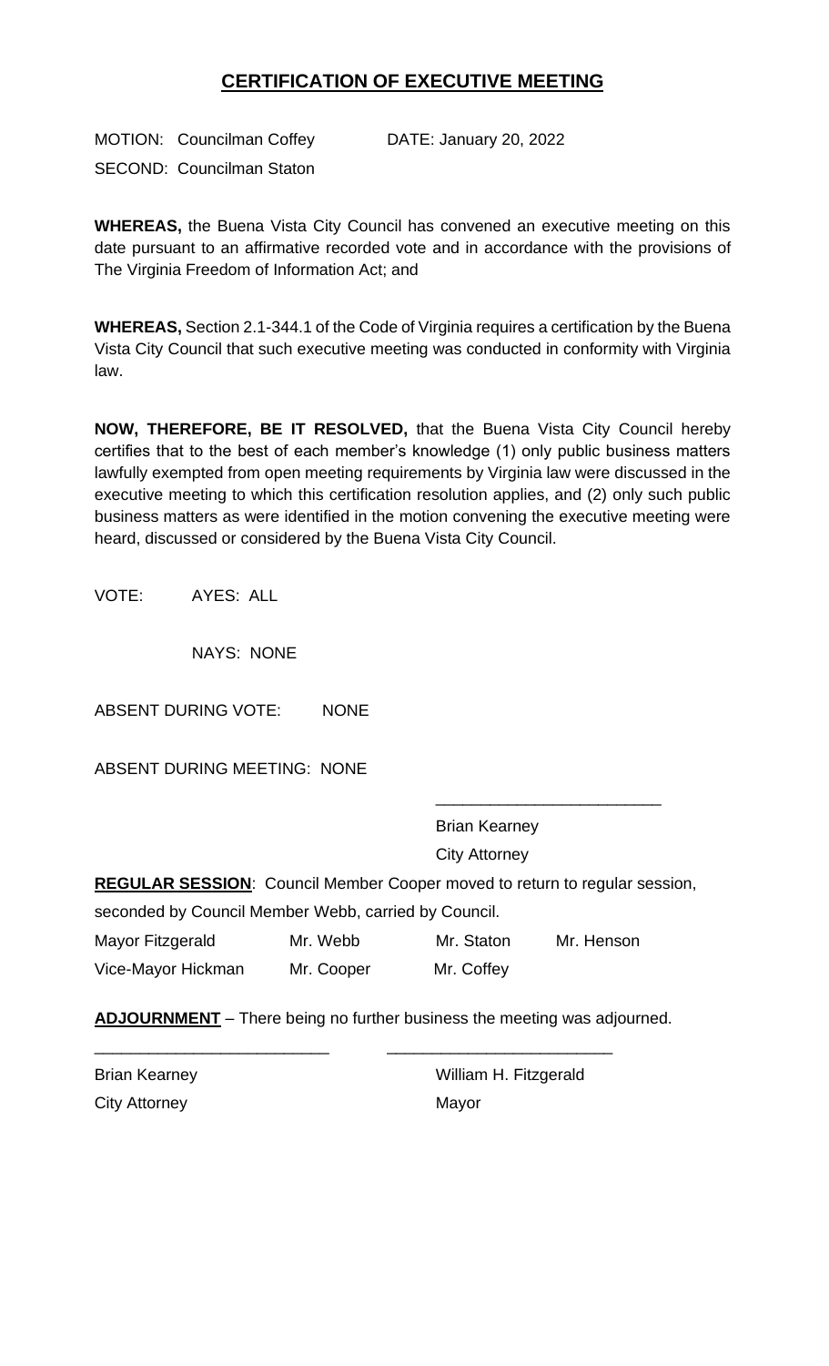## CERTIFICATION OF EXECUTIVE MEETING

MOTION: Councilman Coffey DATE: January 20, 2022

SECOND: Councilman Staton

**WHEREAS,** the Buena Vista City Council has convened an executive meeting on this date pursuant to an affirmative recorded vote and in accordance with the provisions of The Virginia Freedom of Information Act; and

**WHEREAS,** Section 2.1-344.1 of the Code of Virginia requires a certification by the Buena Vista City Council that such executive meeting was conducted in conformity with Virginia law.

**NOW, THEREFORE, BE IT RESOLVED,** that the Buena Vista City Council hereby certifies that to the best of each member's knowledge (1) only public business matters lawfully exempted from open meeting requirements by Virginia law were discussed in the executive meeting to which this certification resolution applies, and (2) only such public business matters as were identified in the motion convening the executive meeting were heard, discussed or considered by the Buena Vista City Council.

VOTE: AYES: ALL

NAYS: NONE

ABSENT DURING VOTE: NONE

ABSENT DURING MEETING: NONE

\_\_\_\_\_\_\_\_\_\_\_\_\_\_\_\_\_\_\_\_\_\_\_\_\_

Brian Kearney

City Attorney

**REGULAR SESSION**: Council Member Cooper moved to return to regular session, seconded by Council Member Webb, carried by Council.

| | | | |
|---|---|---|---|
| Mayor Fitzgerald | Mr. Webb | Mr. Staton | Mr. Henson |
| Vice-Mayor Hickman | Mr. Cooper | Mr. Coffey | |

**ADJOURNMENT** – There being no further business the meeting was adjourned.

\_\_\_\_\_\_\_\_\_\_\_\_\_\_\_\_\_\_\_\_\_\_\_\_\_ \_\_\_\_\_\_\_\_\_\_\_\_\_\_\_\_\_\_\_\_\_\_\_\_\_

Brian Kearney William H. Fitzgerald

City Attorney Mayor